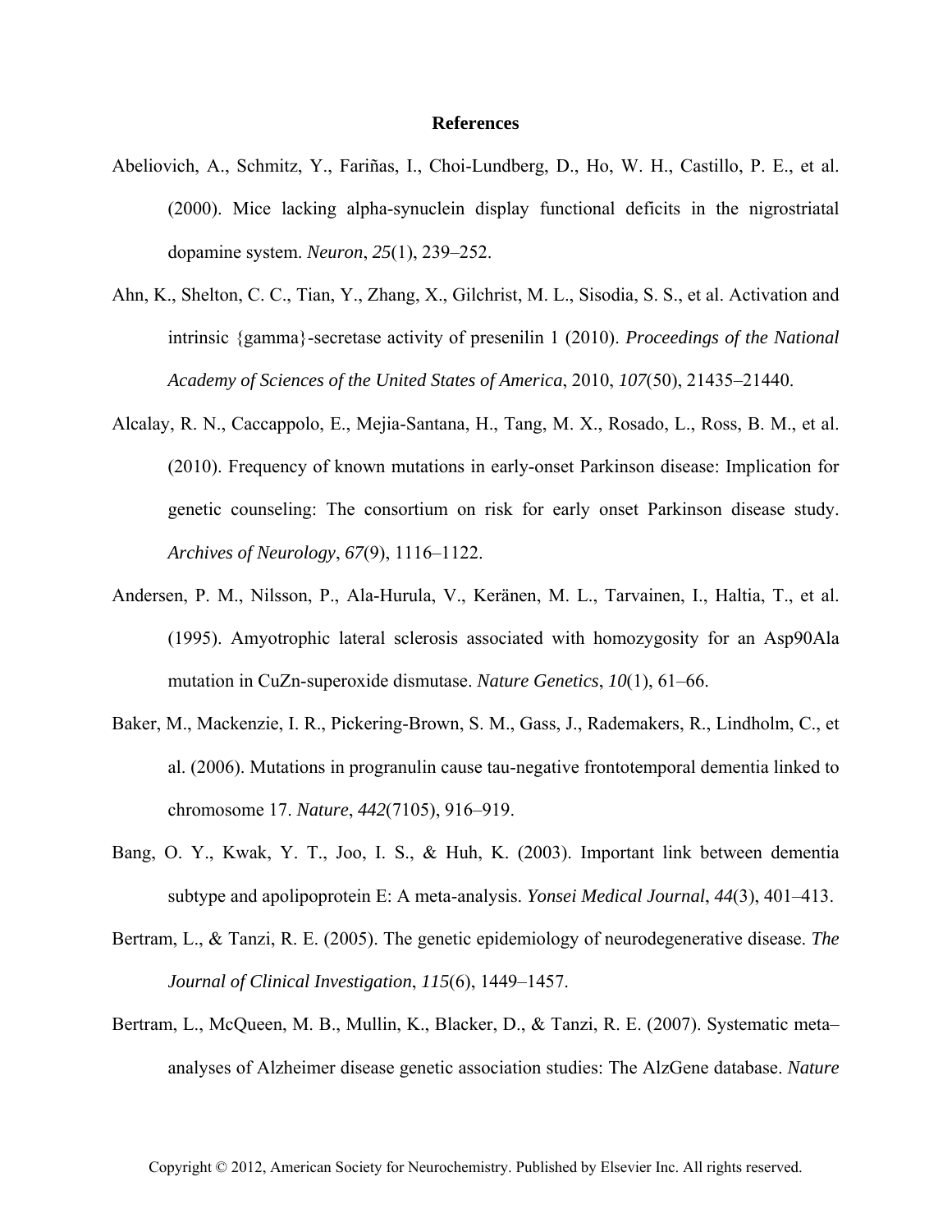# References

Abeliovich, A., Schmitz, Y., Fariñas, I., Choi-Lundberg, D., Ho, W. H., Castillo, P. E., et al. (2000). Mice lacking alpha-synuclein display functional deficits in the nigrostriatal dopamine system. *Neuron*, *25*(1), 239–252.

Ahn, K., Shelton, C. C., Tian, Y., Zhang, X., Gilchrist, M. L., Sisodia, S. S., et al. Activation and intrinsic {gamma}-secretase activity of presenilin 1 (2010). *Proceedings of the National Academy of Sciences of the United States of America*, 2010, *107*(50), 21435–21440.

Alcalay, R. N., Caccappolo, E., Mejia-Santana, H., Tang, M. X., Rosado, L., Ross, B. M., et al. (2010). Frequency of known mutations in early-onset Parkinson disease: Implication for genetic counseling: The consortium on risk for early onset Parkinson disease study. *Archives of Neurology*, *67*(9), 1116–1122.

Andersen, P. M., Nilsson, P., Ala-Hurula, V., Keränen, M. L., Tarvainen, I., Haltia, T., et al. (1995). Amyotrophic lateral sclerosis associated with homozygosity for an Asp90Ala mutation in CuZn-superoxide dismutase. *Nature Genetics*, *10*(1), 61–66.

Baker, M., Mackenzie, I. R., Pickering-Brown, S. M., Gass, J., Rademakers, R., Lindholm, C., et al. (2006). Mutations in progranulin cause tau-negative frontotemporal dementia linked to chromosome 17. *Nature*, *442*(7105), 916–919.

Bang, O. Y., Kwak, Y. T., Joo, I. S., & Huh, K. (2003). Important link between dementia subtype and apolipoprotein E: A meta-analysis. *Yonsei Medical Journal*, *44*(3), 401–413.

Bertram, L., & Tanzi, R. E. (2005). The genetic epidemiology of neurodegenerative disease. *The Journal of Clinical Investigation*, *115*(6), 1449–1457.

Bertram, L., McQueen, M. B., Mullin, K., Blacker, D., & Tanzi, R. E. (2007). Systematic meta–analyses of Alzheimer disease genetic association studies: The AlzGene database. *Nature*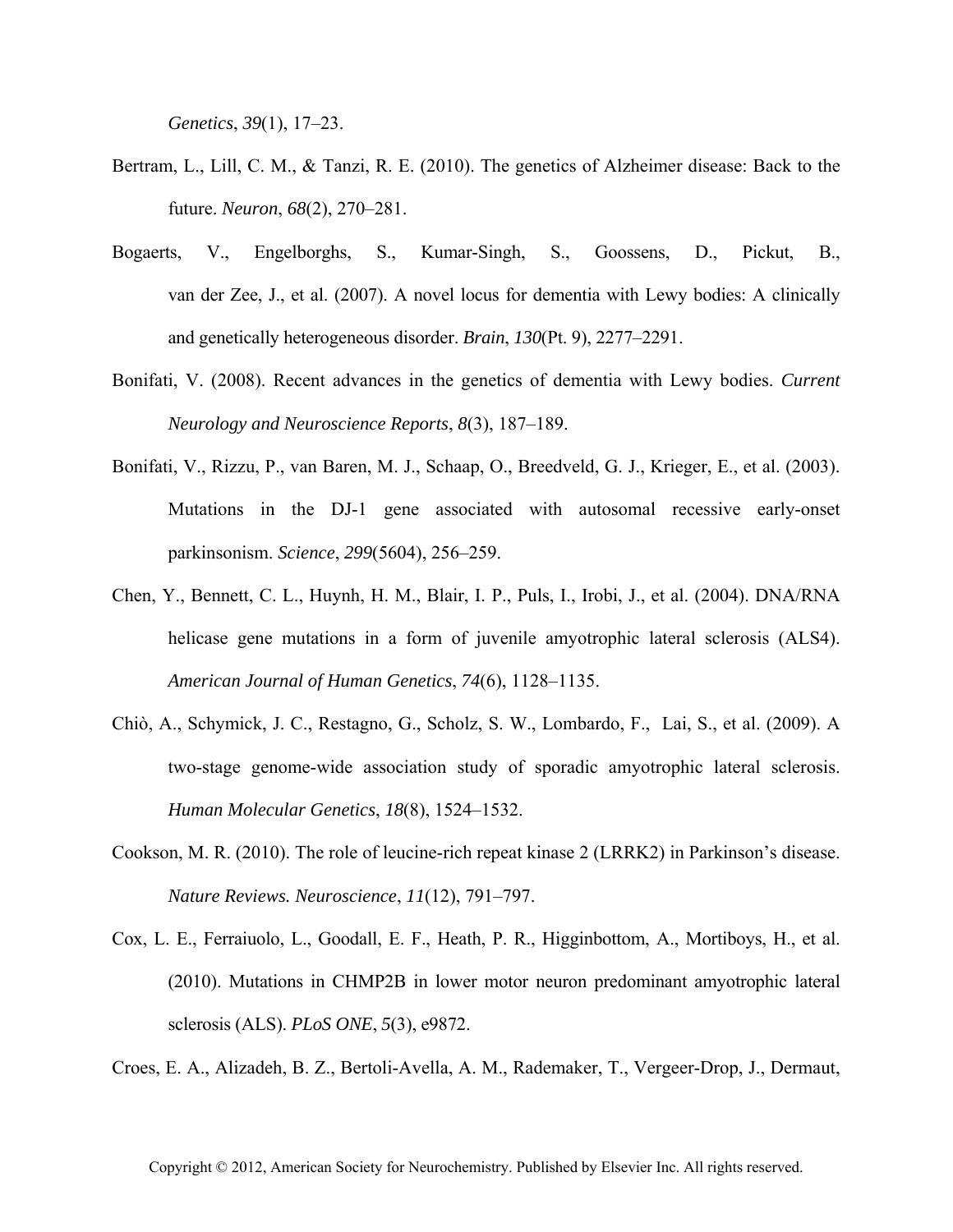*Genetics*, *39*(1), 17–23.

Bertram, L., Lill, C. M., & Tanzi, R. E. (2010). The genetics of Alzheimer disease: Back to the future. *Neuron*, *68*(2), 270–281.

Bogaerts, V., Engelborghs, S., Kumar-Singh, S., Goossens, D., Pickut, B., van der Zee, J., et al. (2007). A novel locus for dementia with Lewy bodies: A clinically and genetically heterogeneous disorder. *Brain*, *130*(Pt. 9), 2277–2291.

Bonifati, V. (2008). Recent advances in the genetics of dementia with Lewy bodies. *Current Neurology and Neuroscience Reports*, *8*(3), 187–189.

Bonifati, V., Rizzu, P., van Baren, M. J., Schaap, O., Breedveld, G. J., Krieger, E., et al. (2003). Mutations in the DJ-1 gene associated with autosomal recessive early-onset parkinsonism. *Science*, *299*(5604), 256–259.

Chen, Y., Bennett, C. L., Huynh, H. M., Blair, I. P., Puls, I., Irobi, J., et al. (2004). DNA/RNA helicase gene mutations in a form of juvenile amyotrophic lateral sclerosis (ALS4). *American Journal of Human Genetics*, *74*(6), 1128–1135.

Chiò, A., Schymick, J. C., Restagno, G., Scholz, S. W., Lombardo, F., Lai, S., et al. (2009). A two-stage genome-wide association study of sporadic amyotrophic lateral sclerosis. *Human Molecular Genetics*, *18*(8), 1524–1532.

Cookson, M. R. (2010). The role of leucine-rich repeat kinase 2 (LRRK2) in Parkinson's disease. *Nature Reviews. Neuroscience*, *11*(12), 791–797.

Cox, L. E., Ferraiuolo, L., Goodall, E. F., Heath, P. R., Higginbottom, A., Mortiboys, H., et al. (2010). Mutations in CHMP2B in lower motor neuron predominant amyotrophic lateral sclerosis (ALS). *PLoS ONE*, *5*(3), e9872.

Croes, E. A., Alizadeh, B. Z., Bertoli-Avella, A. M., Rademaker, T., Vergeer-Drop, J., Dermaut,

Copyright © 2012, American Society for Neurochemistry. Published by Elsevier Inc. All rights reserved.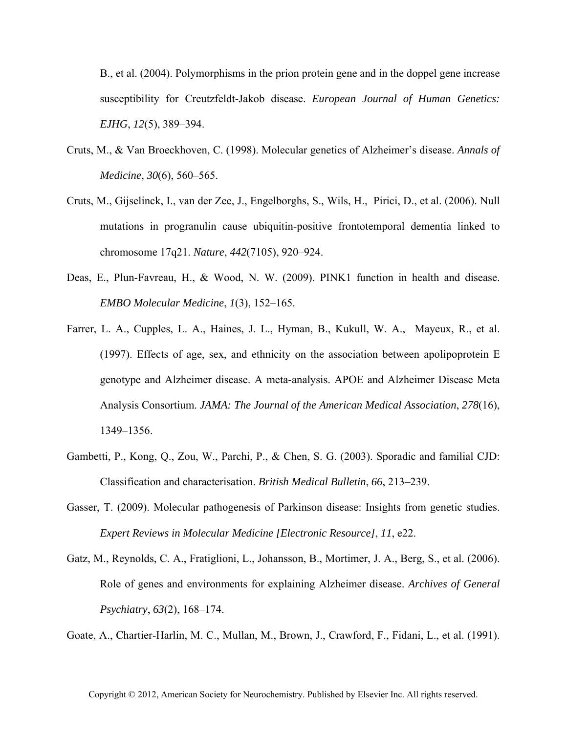B., et al. (2004). Polymorphisms in the prion protein gene and in the doppel gene increase susceptibility for Creutzfeldt-Jakob disease. *European Journal of Human Genetics: EJHG*, *12*(5), 389–394.

Cruts, M., & Van Broeckhoven, C. (1998). Molecular genetics of Alzheimer's disease. *Annals of Medicine*, *30*(6), 560–565.

Cruts, M., Gijselinck, I., van der Zee, J., Engelborghs, S., Wils, H., Pirici, D., et al. (2006). Null mutations in progranulin cause ubiquitin-positive frontotemporal dementia linked to chromosome 17q21. *Nature*, *442*(7105), 920–924.

Deas, E., Plun-Favreau, H., & Wood, N. W. (2009). PINK1 function in health and disease. *EMBO Molecular Medicine*, *1*(3), 152–165.

Farrer, L. A., Cupples, L. A., Haines, J. L., Hyman, B., Kukull, W. A., Mayeux, R., et al. (1997). Effects of age, sex, and ethnicity on the association between apolipoprotein E genotype and Alzheimer disease. A meta-analysis. APOE and Alzheimer Disease Meta Analysis Consortium. *JAMA: The Journal of the American Medical Association*, *278*(16), 1349–1356.

Gambetti, P., Kong, Q., Zou, W., Parchi, P., & Chen, S. G. (2003). Sporadic and familial CJD: Classification and characterisation. *British Medical Bulletin*, *66*, 213–239.

Gasser, T. (2009). Molecular pathogenesis of Parkinson disease: Insights from genetic studies. *Expert Reviews in Molecular Medicine [Electronic Resource]*, *11*, e22.

Gatz, M., Reynolds, C. A., Fratiglioni, L., Johansson, B., Mortimer, J. A., Berg, S., et al. (2006). Role of genes and environments for explaining Alzheimer disease. *Archives of General Psychiatry*, *63*(2), 168–174.

Goate, A., Chartier-Harlin, M. C., Mullan, M., Brown, J., Crawford, F., Fidani, L., et al. (1991).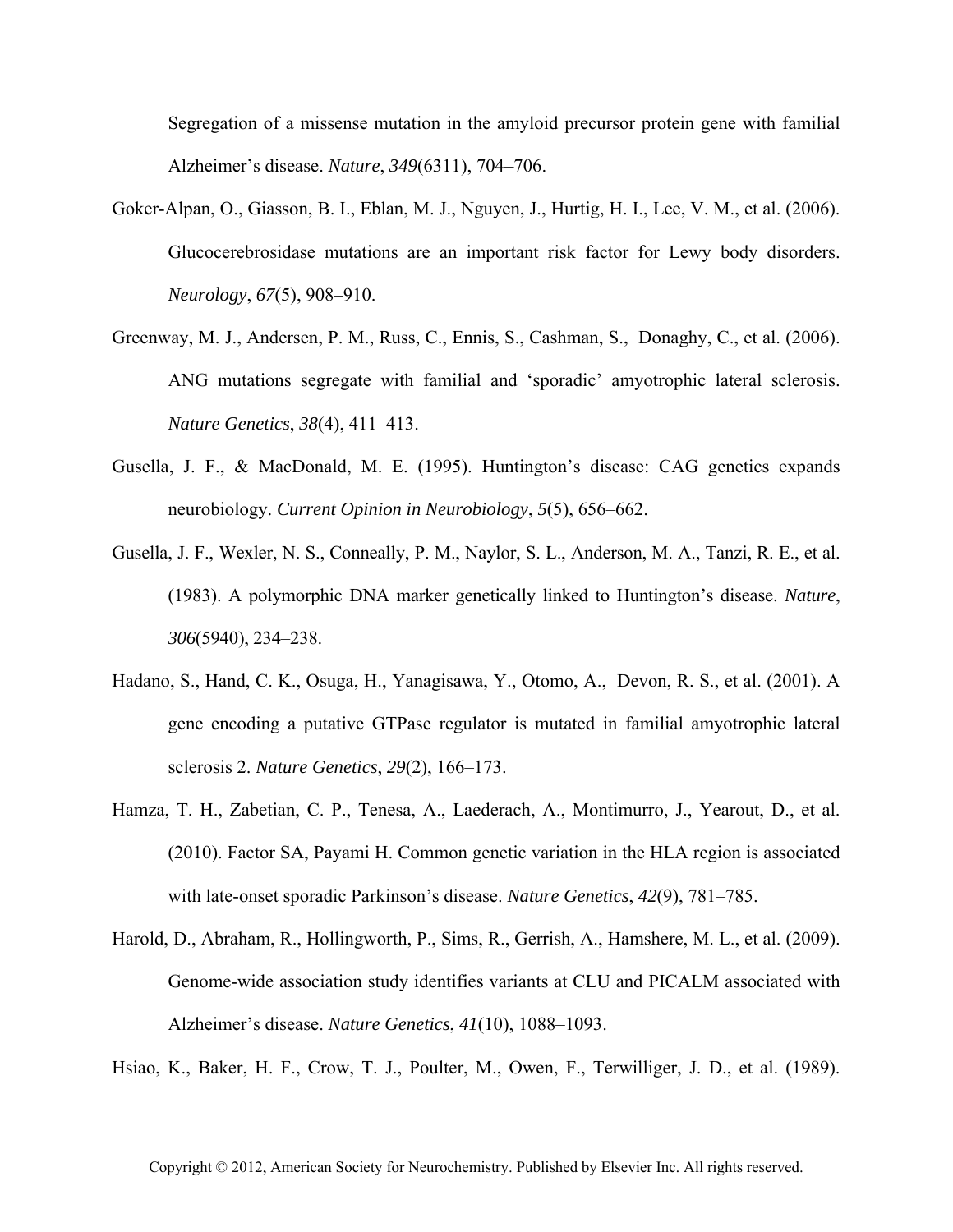Segregation of a missense mutation in the amyloid precursor protein gene with familial Alzheimer's disease. *Nature*, *349*(6311), 704–706.

Goker-Alpan, O., Giasson, B. I., Eblan, M. J., Nguyen, J., Hurtig, H. I., Lee, V. M., et al. (2006). Glucocerebrosidase mutations are an important risk factor for Lewy body disorders. *Neurology*, *67*(5), 908–910.

Greenway, M. J., Andersen, P. M., Russ, C., Ennis, S., Cashman, S., Donaghy, C., et al. (2006). ANG mutations segregate with familial and 'sporadic' amyotrophic lateral sclerosis. *Nature Genetics*, *38*(4), 411–413.

Gusella, J. F., & MacDonald, M. E. (1995). Huntington's disease: CAG genetics expands neurobiology. *Current Opinion in Neurobiology*, *5*(5), 656–662.

Gusella, J. F., Wexler, N. S., Conneally, P. M., Naylor, S. L., Anderson, M. A., Tanzi, R. E., et al. (1983). A polymorphic DNA marker genetically linked to Huntington's disease. *Nature*, *306*(5940), 234–238.

Hadano, S., Hand, C. K., Osuga, H., Yanagisawa, Y., Otomo, A., Devon, R. S., et al. (2001). A gene encoding a putative GTPase regulator is mutated in familial amyotrophic lateral sclerosis 2. *Nature Genetics*, *29*(2), 166–173.

Hamza, T. H., Zabetian, C. P., Tenesa, A., Laederach, A., Montimurro, J., Yearout, D., et al. (2010). Factor SA, Payami H. Common genetic variation in the HLA region is associated with late-onset sporadic Parkinson's disease. *Nature Genetics*, *42*(9), 781–785.

Harold, D., Abraham, R., Hollingworth, P., Sims, R., Gerrish, A., Hamshere, M. L., et al. (2009). Genome-wide association study identifies variants at CLU and PICALM associated with Alzheimer's disease. *Nature Genetics*, *41*(10), 1088–1093.

Hsiao, K., Baker, H. F., Crow, T. J., Poulter, M., Owen, F., Terwilliger, J. D., et al. (1989).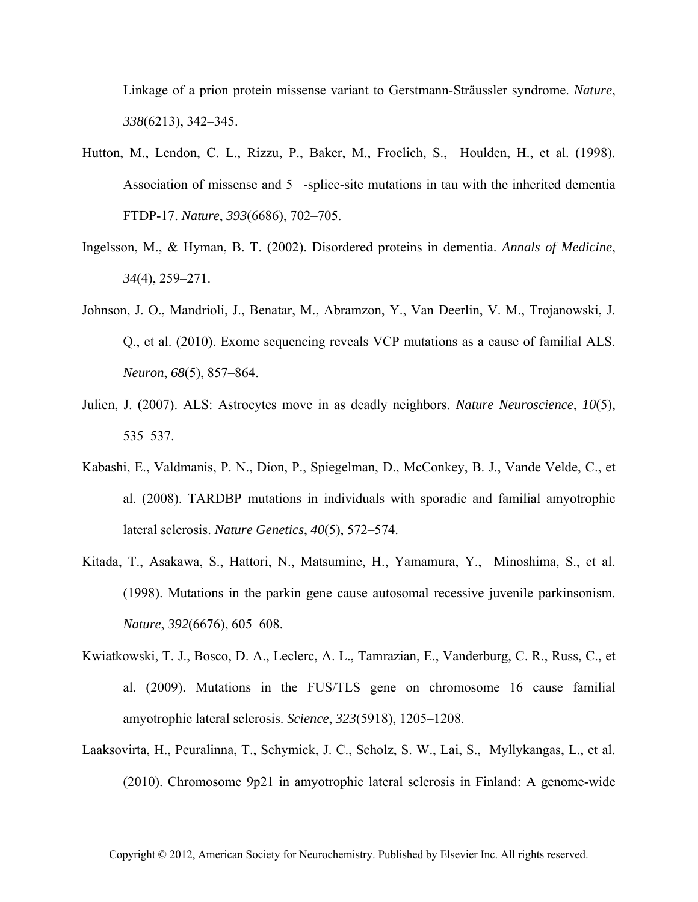Linkage of a prion protein missense variant to Gerstmann-Sträussler syndrome. *Nature*, *338*(6213), 342–345.

Hutton, M., Lendon, C. L., Rizzu, P., Baker, M., Froelich, S., Houlden, H., et al. (1998). Association of missense and 5 -splice-site mutations in tau with the inherited dementia FTDP-17. *Nature*, *393*(6686), 702–705.

Ingelsson, M., & Hyman, B. T. (2002). Disordered proteins in dementia. *Annals of Medicine*, *34*(4), 259–271.

Johnson, J. O., Mandrioli, J., Benatar, M., Abramzon, Y., Van Deerlin, V. M., Trojanowski, J. Q., et al. (2010). Exome sequencing reveals VCP mutations as a cause of familial ALS. *Neuron*, *68*(5), 857–864.

Julien, J. (2007). ALS: Astrocytes move in as deadly neighbors. *Nature Neuroscience*, *10*(5), 535–537.

Kabashi, E., Valdmanis, P. N., Dion, P., Spiegelman, D., McConkey, B. J., Vande Velde, C., et al. (2008). TARDBP mutations in individuals with sporadic and familial amyotrophic lateral sclerosis. *Nature Genetics*, *40*(5), 572–574.

Kitada, T., Asakawa, S., Hattori, N., Matsumine, H., Yamamura, Y., Minoshima, S., et al. (1998). Mutations in the parkin gene cause autosomal recessive juvenile parkinsonism. *Nature*, *392*(6676), 605–608.

Kwiatkowski, T. J., Bosco, D. A., Leclerc, A. L., Tamrazian, E., Vanderburg, C. R., Russ, C., et al. (2009). Mutations in the FUS/TLS gene on chromosome 16 cause familial amyotrophic lateral sclerosis. *Science*, *323*(5918), 1205–1208.

Laaksovirta, H., Peuralinna, T., Schymick, J. C., Scholz, S. W., Lai, S., Myllykangas, L., et al. (2010). Chromosome 9p21 in amyotrophic lateral sclerosis in Finland: A genome-wide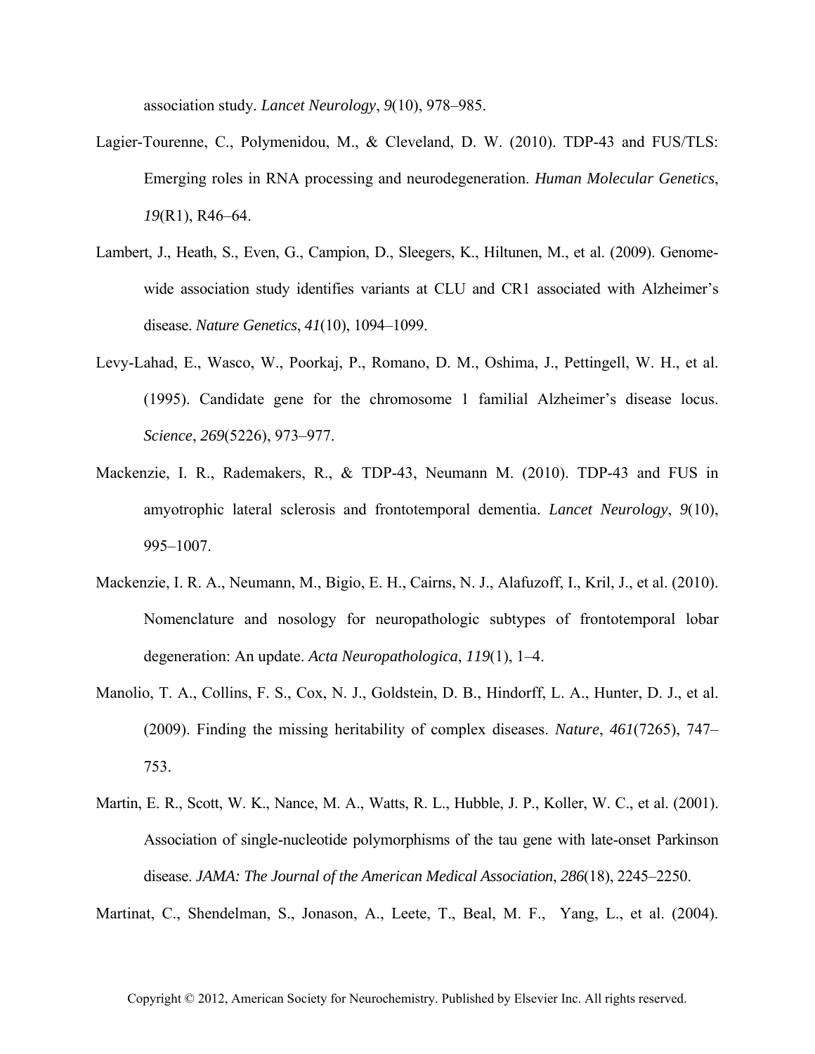association study. *Lancet Neurology*, *9*(10), 978–985.

Lagier-Tourenne, C., Polymenidou, M., & Cleveland, D. W. (2010). TDP-43 and FUS/TLS: Emerging roles in RNA processing and neurodegeneration. *Human Molecular Genetics*, *19*(R1), R46–64.

Lambert, J., Heath, S., Even, G., Campion, D., Sleegers, K., Hiltunen, M., et al. (2009). Genome-wide association study identifies variants at CLU and CR1 associated with Alzheimer's disease. *Nature Genetics*, *41*(10), 1094–1099.

Levy-Lahad, E., Wasco, W., Poorkaj, P., Romano, D. M., Oshima, J., Pettingell, W. H., et al. (1995). Candidate gene for the chromosome 1 familial Alzheimer's disease locus. *Science*, *269*(5226), 973–977.

Mackenzie, I. R., Rademakers, R., & TDP-43, Neumann M. (2010). TDP-43 and FUS in amyotrophic lateral sclerosis and frontotemporal dementia. *Lancet Neurology*, *9*(10), 995–1007.

Mackenzie, I. R. A., Neumann, M., Bigio, E. H., Cairns, N. J., Alafuzoff, I., Kril, J., et al. (2010). Nomenclature and nosology for neuropathologic subtypes of frontotemporal lobar degeneration: An update. *Acta Neuropathologica*, *119*(1), 1–4.

Manolio, T. A., Collins, F. S., Cox, N. J., Goldstein, D. B., Hindorff, L. A., Hunter, D. J., et al. (2009). Finding the missing heritability of complex diseases. *Nature*, *461*(7265), 747–753.

Martin, E. R., Scott, W. K., Nance, M. A., Watts, R. L., Hubble, J. P., Koller, W. C., et al. (2001). Association of single-nucleotide polymorphisms of the tau gene with late-onset Parkinson disease. *JAMA: The Journal of the American Medical Association*, *286*(18), 2245–2250.

Martinat, C., Shendelman, S., Jonason, A., Leete, T., Beal, M. F., Yang, L., et al. (2004).

Copyright © 2012, American Society for Neurochemistry. Published by Elsevier Inc. All rights reserved.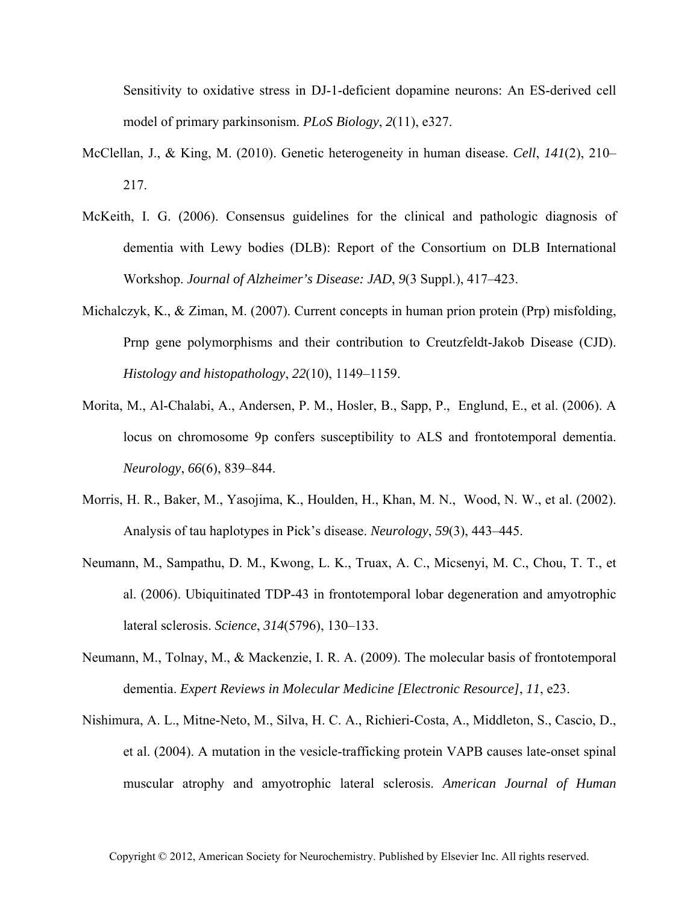Sensitivity to oxidative stress in DJ-1-deficient dopamine neurons: An ES-derived cell model of primary parkinsonism. *PLoS Biology*, *2*(11), e327.

McClellan, J., & King, M. (2010). Genetic heterogeneity in human disease. *Cell*, *141*(2), 210–217.

McKeith, I. G. (2006). Consensus guidelines for the clinical and pathologic diagnosis of dementia with Lewy bodies (DLB): Report of the Consortium on DLB International Workshop. *Journal of Alzheimer's Disease: JAD*, *9*(3 Suppl.), 417–423.

Michalczyk, K., & Ziman, M. (2007). Current concepts in human prion protein (Prp) misfolding, Prnp gene polymorphisms and their contribution to Creutzfeldt-Jakob Disease (CJD). *Histology and histopathology*, *22*(10), 1149–1159.

Morita, M., Al-Chalabi, A., Andersen, P. M., Hosler, B., Sapp, P., Englund, E., et al. (2006). A locus on chromosome 9p confers susceptibility to ALS and frontotemporal dementia. *Neurology*, *66*(6), 839–844.

Morris, H. R., Baker, M., Yasojima, K., Houlden, H., Khan, M. N., Wood, N. W., et al. (2002). Analysis of tau haplotypes in Pick's disease. *Neurology*, *59*(3), 443–445.

Neumann, M., Sampathu, D. M., Kwong, L. K., Truax, A. C., Micsenyi, M. C., Chou, T. T., et al. (2006). Ubiquitinated TDP-43 in frontotemporal lobar degeneration and amyotrophic lateral sclerosis. *Science*, *314*(5796), 130–133.

Neumann, M., Tolnay, M., & Mackenzie, I. R. A. (2009). The molecular basis of frontotemporal dementia. *Expert Reviews in Molecular Medicine [Electronic Resource]*, *11*, e23.

Nishimura, A. L., Mitne-Neto, M., Silva, H. C. A., Richieri-Costa, A., Middleton, S., Cascio, D., et al. (2004). A mutation in the vesicle-trafficking protein VAPB causes late-onset spinal muscular atrophy and amyotrophic lateral sclerosis. *American Journal of Human*

Copyright © 2012, American Society for Neurochemistry. Published by Elsevier Inc. All rights reserved.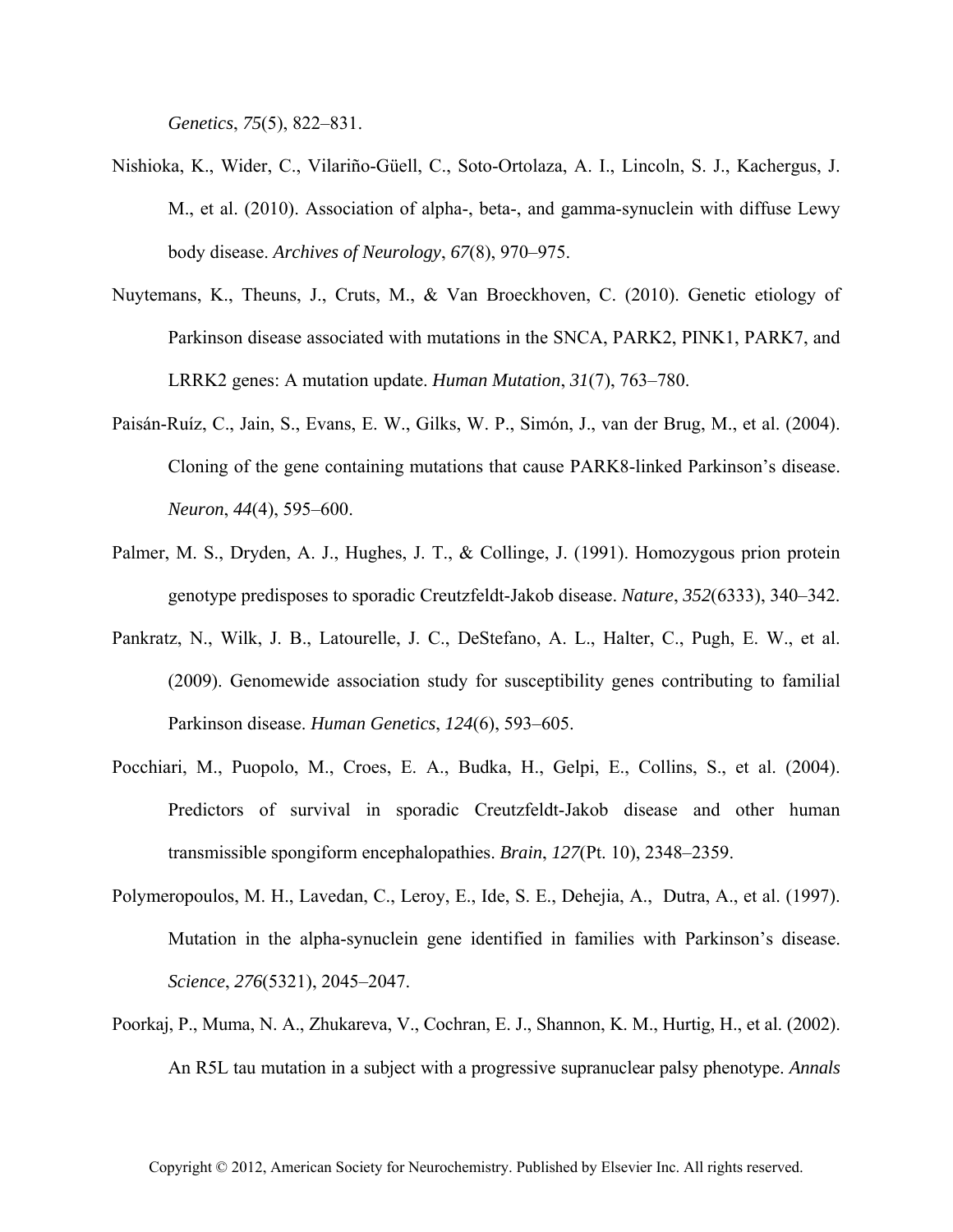*Genetics*, *75*(5), 822–831.

Nishioka, K., Wider, C., Vilariño-Güell, C., Soto-Ortolaza, A. I., Lincoln, S. J., Kachergus, J. M., et al. (2010). Association of alpha-, beta-, and gamma-synuclein with diffuse Lewy body disease. *Archives of Neurology*, *67*(8), 970–975.

Nuytemans, K., Theuns, J., Cruts, M., & Van Broeckhoven, C. (2010). Genetic etiology of Parkinson disease associated with mutations in the SNCA, PARK2, PINK1, PARK7, and LRRK2 genes: A mutation update. *Human Mutation*, *31*(7), 763–780.

Paisán-Ruíz, C., Jain, S., Evans, E. W., Gilks, W. P., Simón, J., van der Brug, M., et al. (2004). Cloning of the gene containing mutations that cause PARK8-linked Parkinson's disease. *Neuron*, *44*(4), 595–600.

Palmer, M. S., Dryden, A. J., Hughes, J. T., & Collinge, J. (1991). Homozygous prion protein genotype predisposes to sporadic Creutzfeldt-Jakob disease. *Nature*, *352*(6333), 340–342.

Pankratz, N., Wilk, J. B., Latourelle, J. C., DeStefano, A. L., Halter, C., Pugh, E. W., et al. (2009). Genomewide association study for susceptibility genes contributing to familial Parkinson disease. *Human Genetics*, *124*(6), 593–605.

Pocchiari, M., Puopolo, M., Croes, E. A., Budka, H., Gelpi, E., Collins, S., et al. (2004). Predictors of survival in sporadic Creutzfeldt-Jakob disease and other human transmissible spongiform encephalopathies. *Brain*, *127*(Pt. 10), 2348–2359.

Polymeropoulos, M. H., Lavedan, C., Leroy, E., Ide, S. E., Dehejia, A., Dutra, A., et al. (1997). Mutation in the alpha-synuclein gene identified in families with Parkinson's disease. *Science*, *276*(5321), 2045–2047.

Poorkaj, P., Muma, N. A., Zhukareva, V., Cochran, E. J., Shannon, K. M., Hurtig, H., et al. (2002). An R5L tau mutation in a subject with a progressive supranuclear palsy phenotype. *Annals*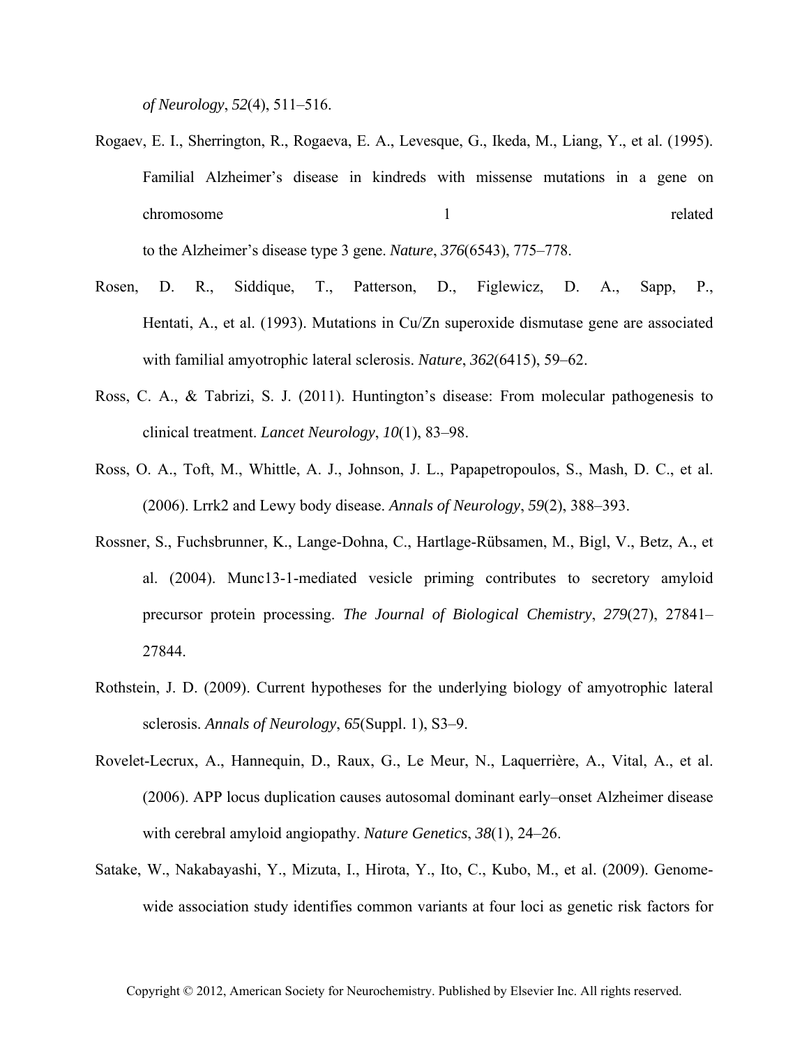*of Neurology*, *52*(4), 511–516.

Rogaev, E. I., Sherrington, R., Rogaeva, E. A., Levesque, G., Ikeda, M., Liang, Y., et al. (1995). Familial Alzheimer's disease in kindreds with missense mutations in a gene on chromosome 1 related to the Alzheimer's disease type 3 gene. *Nature*, *376*(6543), 775–778.

Rosen, D. R., Siddique, T., Patterson, D., Figlewicz, D. A., Sapp, P., Hentati, A., et al. (1993). Mutations in Cu/Zn superoxide dismutase gene are associated with familial amyotrophic lateral sclerosis. *Nature*, *362*(6415), 59–62.

Ross, C. A., & Tabrizi, S. J. (2011). Huntington's disease: From molecular pathogenesis to clinical treatment. *Lancet Neurology*, *10*(1), 83–98.

Ross, O. A., Toft, M., Whittle, A. J., Johnson, J. L., Papapetropoulos, S., Mash, D. C., et al. (2006). Lrrk2 and Lewy body disease. *Annals of Neurology*, *59*(2), 388–393.

Rossner, S., Fuchsbrunner, K., Lange-Dohna, C., Hartlage-Rübsamen, M., Bigl, V., Betz, A., et al. (2004). Munc13-1-mediated vesicle priming contributes to secretory amyloid precursor protein processing. *The Journal of Biological Chemistry*, *279*(27), 27841–27844.

Rothstein, J. D. (2009). Current hypotheses for the underlying biology of amyotrophic lateral sclerosis. *Annals of Neurology*, *65*(Suppl. 1), S3–9.

Rovelet-Lecrux, A., Hannequin, D., Raux, G., Le Meur, N., Laquerrière, A., Vital, A., et al. (2006). APP locus duplication causes autosomal dominant early–onset Alzheimer disease with cerebral amyloid angiopathy. *Nature Genetics*, *38*(1), 24–26.

Satake, W., Nakabayashi, Y., Mizuta, I., Hirota, Y., Ito, C., Kubo, M., et al. (2009). Genome-wide association study identifies common variants at four loci as genetic risk factors for

Copyright © 2012, American Society for Neurochemistry. Published by Elsevier Inc. All rights reserved.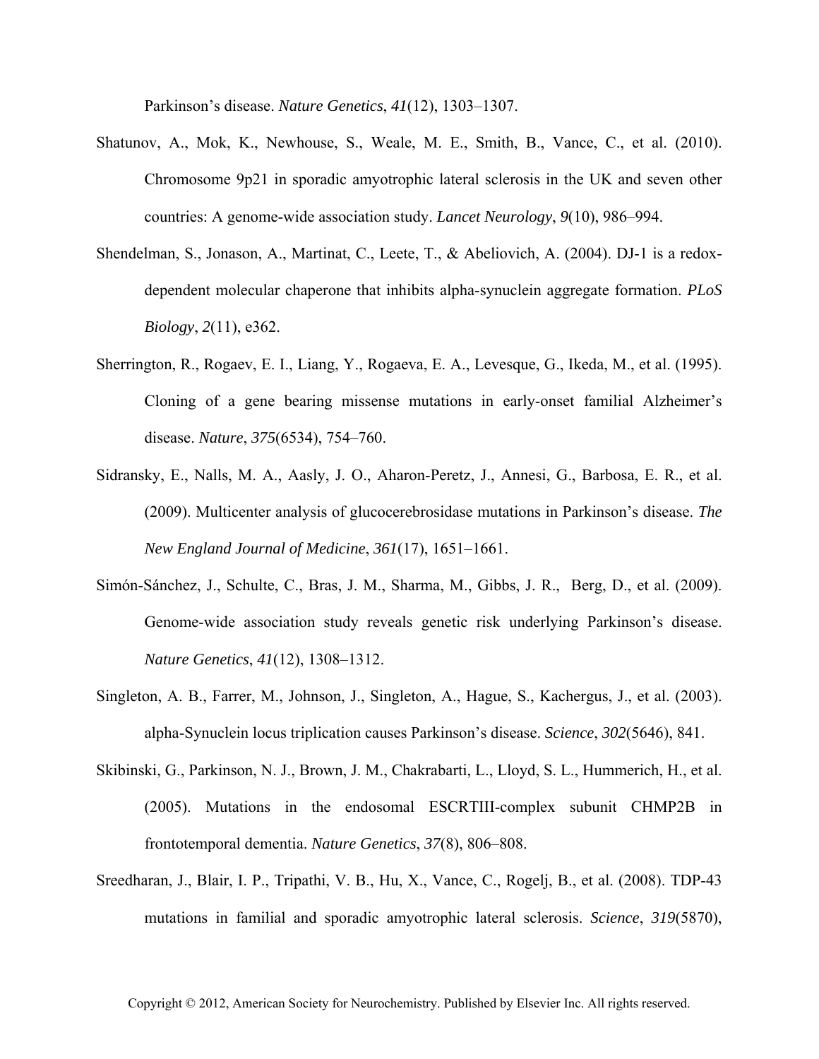Parkinson's disease. *Nature Genetics*, *41*(12), 1303–1307.

Shatunov, A., Mok, K., Newhouse, S., Weale, M. E., Smith, B., Vance, C., et al. (2010). Chromosome 9p21 in sporadic amyotrophic lateral sclerosis in the UK and seven other countries: A genome-wide association study. *Lancet Neurology*, *9*(10), 986–994.

Shendelman, S., Jonason, A., Martinat, C., Leete, T., & Abeliovich, A. (2004). DJ-1 is a redox-dependent molecular chaperone that inhibits alpha-synuclein aggregate formation. *PLoS Biology*, *2*(11), e362.

Sherrington, R., Rogaev, E. I., Liang, Y., Rogaeva, E. A., Levesque, G., Ikeda, M., et al. (1995). Cloning of a gene bearing missense mutations in early-onset familial Alzheimer's disease. *Nature*, *375*(6534), 754–760.

Sidransky, E., Nalls, M. A., Aasly, J. O., Aharon-Peretz, J., Annesi, G., Barbosa, E. R., et al. (2009). Multicenter analysis of glucocerebrosidase mutations in Parkinson's disease. *The New England Journal of Medicine*, *361*(17), 1651–1661.

Simón-Sánchez, J., Schulte, C., Bras, J. M., Sharma, M., Gibbs, J. R., Berg, D., et al. (2009). Genome-wide association study reveals genetic risk underlying Parkinson's disease. *Nature Genetics*, *41*(12), 1308–1312.

Singleton, A. B., Farrer, M., Johnson, J., Singleton, A., Hague, S., Kachergus, J., et al. (2003). alpha-Synuclein locus triplication causes Parkinson's disease. *Science*, *302*(5646), 841.

Skibinski, G., Parkinson, N. J., Brown, J. M., Chakrabarti, L., Lloyd, S. L., Hummerich, H., et al. (2005). Mutations in the endosomal ESCRTIII-complex subunit CHMP2B in frontotemporal dementia. *Nature Genetics*, *37*(8), 806–808.

Sreedharan, J., Blair, I. P., Tripathi, V. B., Hu, X., Vance, C., Rogelj, B., et al. (2008). TDP-43 mutations in familial and sporadic amyotrophic lateral sclerosis. *Science*, *319*(5870),

Copyright © 2012, American Society for Neurochemistry. Published by Elsevier Inc. All rights reserved.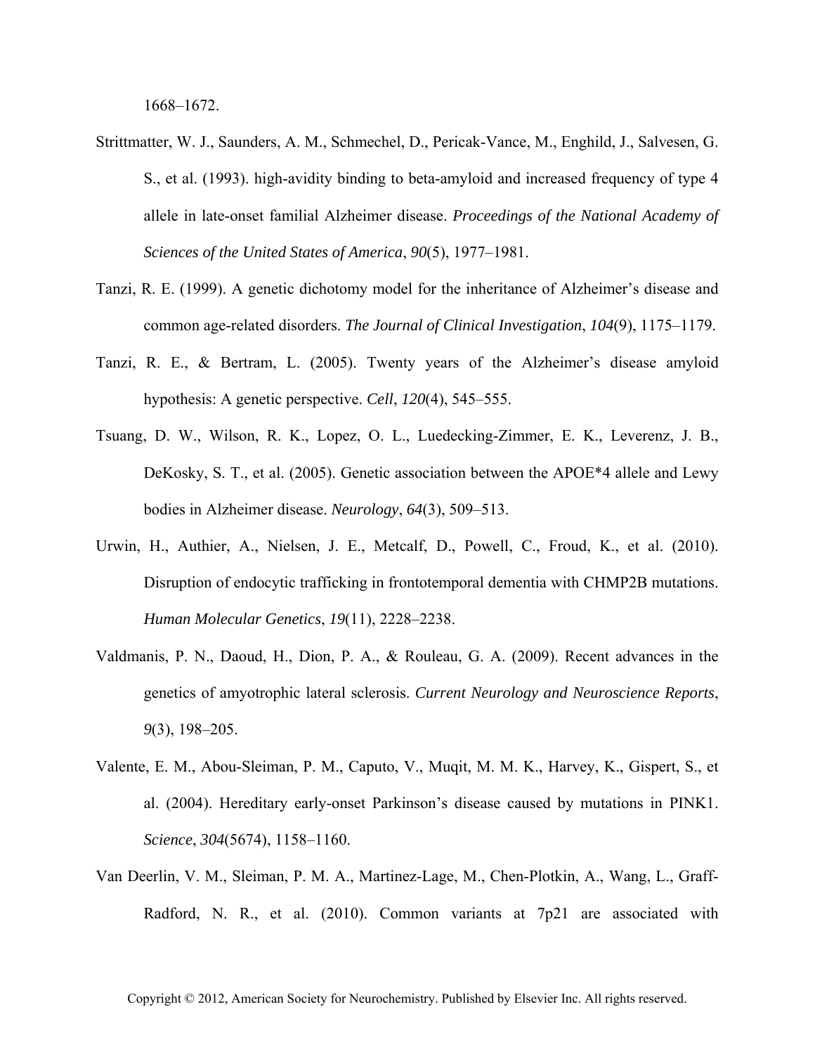1668–1672.

Strittmatter, W. J., Saunders, A. M., Schmechel, D., Pericak-Vance, M., Enghild, J., Salvesen, G. S., et al. (1993). high-avidity binding to beta-amyloid and increased frequency of type 4 allele in late-onset familial Alzheimer disease. *Proceedings of the National Academy of Sciences of the United States of America*, *90*(5), 1977–1981.

Tanzi, R. E. (1999). A genetic dichotomy model for the inheritance of Alzheimer's disease and common age-related disorders. *The Journal of Clinical Investigation*, *104*(9), 1175–1179.

Tanzi, R. E., & Bertram, L. (2005). Twenty years of the Alzheimer's disease amyloid hypothesis: A genetic perspective. *Cell*, *120*(4), 545–555.

Tsuang, D. W., Wilson, R. K., Lopez, O. L., Luedecking-Zimmer, E. K., Leverenz, J. B., DeKosky, S. T., et al. (2005). Genetic association between the APOE*4 allele and Lewy bodies in Alzheimer disease. *Neurology*, *64*(3), 509–513.

Urwin, H., Authier, A., Nielsen, J. E., Metcalf, D., Powell, C., Froud, K., et al. (2010). Disruption of endocytic trafficking in frontotemporal dementia with CHMP2B mutations. *Human Molecular Genetics*, *19*(11), 2228–2238.

Valdmanis, P. N., Daoud, H., Dion, P. A., & Rouleau, G. A. (2009). Recent advances in the genetics of amyotrophic lateral sclerosis. *Current Neurology and Neuroscience Reports*, *9*(3), 198–205.

Valente, E. M., Abou-Sleiman, P. M., Caputo, V., Muqit, M. M. K., Harvey, K., Gispert, S., et al. (2004). Hereditary early-onset Parkinson's disease caused by mutations in PINK1. *Science*, *304*(5674), 1158–1160.

Van Deerlin, V. M., Sleiman, P. M. A., Martinez-Lage, M., Chen-Plotkin, A., Wang, L., Graff-Radford, N. R., et al. (2010). Common variants at 7p21 are associated with

Copyright © 2012, American Society for Neurochemistry. Published by Elsevier Inc. All rights reserved.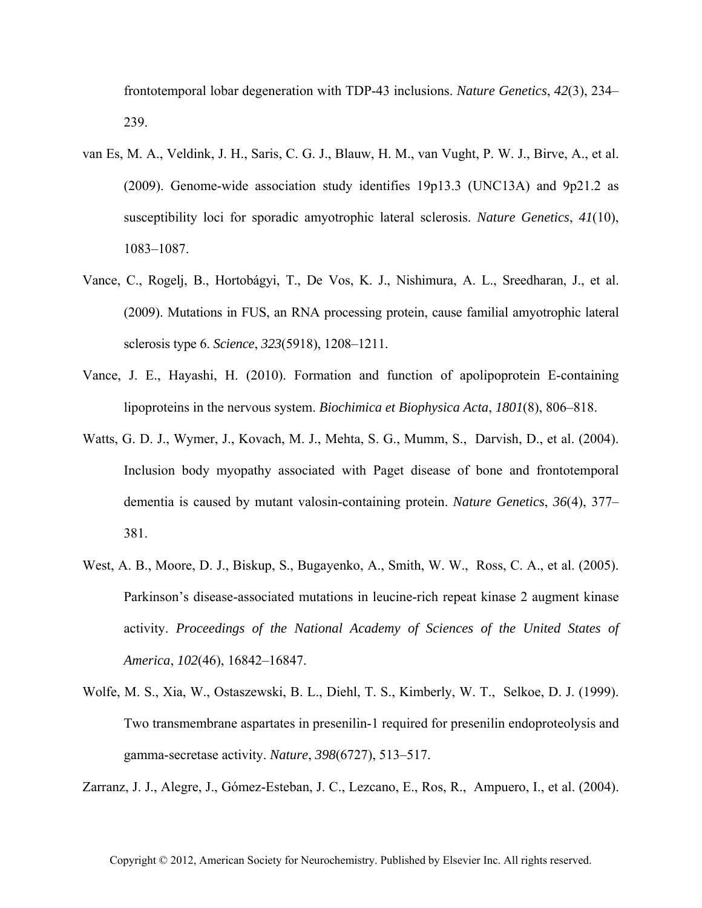frontotemporal lobar degeneration with TDP-43 inclusions. *Nature Genetics*, *42*(3), 234–239.

van Es, M. A., Veldink, J. H., Saris, C. G. J., Blauw, H. M., van Vught, P. W. J., Birve, A., et al. (2009). Genome-wide association study identifies 19p13.3 (UNC13A) and 9p21.2 as susceptibility loci for sporadic amyotrophic lateral sclerosis. *Nature Genetics*, *41*(10), 1083–1087.

Vance, C., Rogelj, B., Hortobágyi, T., De Vos, K. J., Nishimura, A. L., Sreedharan, J., et al. (2009). Mutations in FUS, an RNA processing protein, cause familial amyotrophic lateral sclerosis type 6. *Science*, *323*(5918), 1208–1211.

Vance, J. E., Hayashi, H. (2010). Formation and function of apolipoprotein E-containing lipoproteins in the nervous system. *Biochimica et Biophysica Acta*, *1801*(8), 806–818.

Watts, G. D. J., Wymer, J., Kovach, M. J., Mehta, S. G., Mumm, S., Darvish, D., et al. (2004). Inclusion body myopathy associated with Paget disease of bone and frontotemporal dementia is caused by mutant valosin-containing protein. *Nature Genetics*, *36*(4), 377–381.

West, A. B., Moore, D. J., Biskup, S., Bugayenko, A., Smith, W. W., Ross, C. A., et al. (2005). Parkinson's disease-associated mutations in leucine-rich repeat kinase 2 augment kinase activity. *Proceedings of the National Academy of Sciences of the United States of America*, *102*(46), 16842–16847.

Wolfe, M. S., Xia, W., Ostaszewski, B. L., Diehl, T. S., Kimberly, W. T., Selkoe, D. J. (1999). Two transmembrane aspartates in presenilin-1 required for presenilin endoproteolysis and gamma-secretase activity. *Nature*, *398*(6727), 513–517.

Zarranz, J. J., Alegre, J., Gómez-Esteban, J. C., Lezcano, E., Ros, R., Ampuero, I., et al. (2004).

Copyright © 2012, American Society for Neurochemistry. Published by Elsevier Inc. All rights reserved.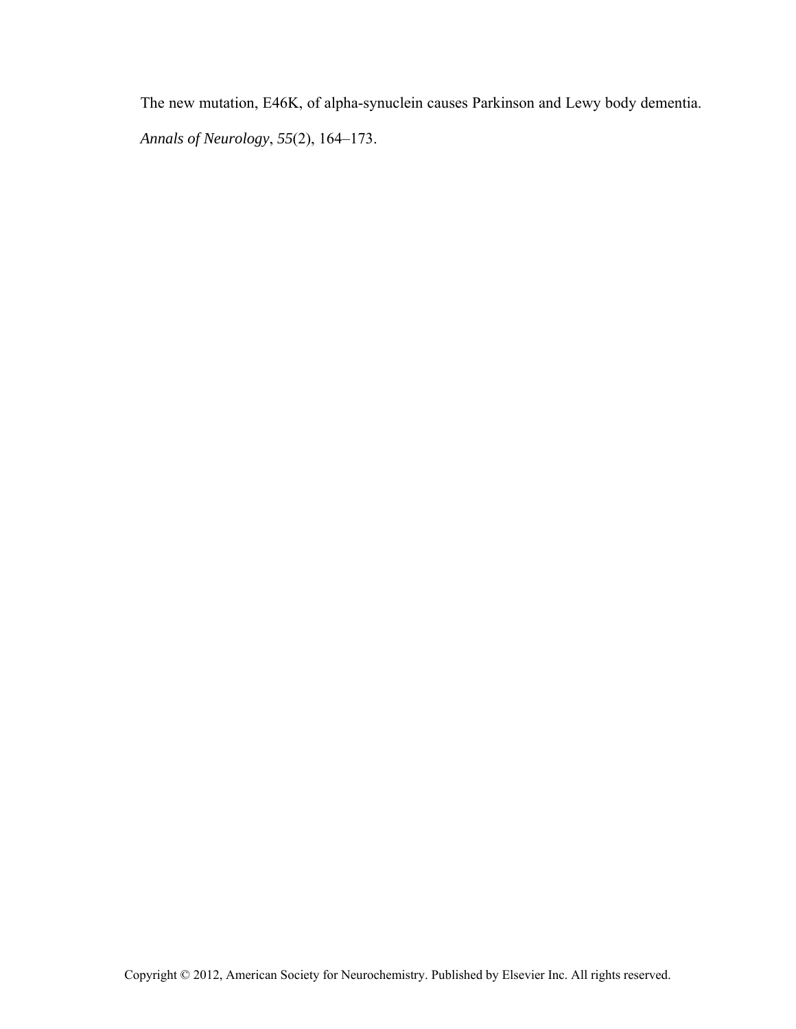The new mutation, E46K, of alpha-synuclein causes Parkinson and Lewy body dementia. *Annals of Neurology*, *55*(2), 164–173.

Copyright © 2012, American Society for Neurochemistry. Published by Elsevier Inc. All rights reserved.